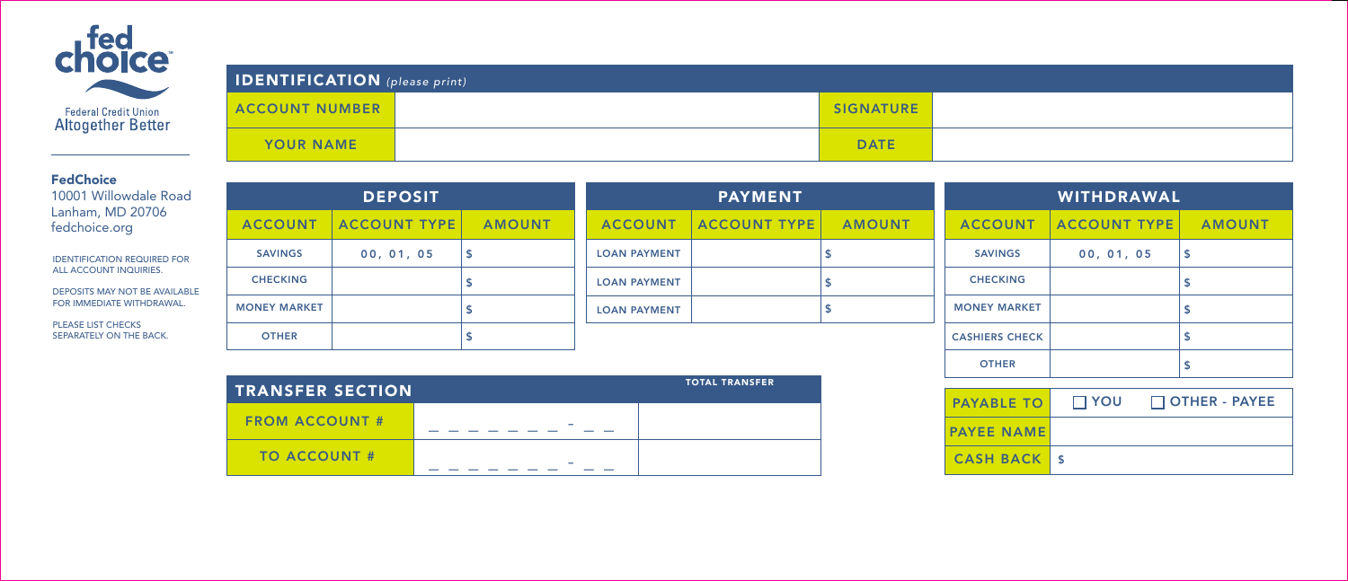fed choice

Federal Credit Union
Altogether Better

**FedChoice**
10001 Willowdale Road
Lanham, MD 20706
fedchoice.org

IDENTIFICATION REQUIRED FOR ALL ACCOUNT INQUIRIES.

DEPOSITS MAY NOT BE AVAILABLE FOR IMMEDIATE WITHDRAWAL.

PLEASE LIST CHECKS SEPARATELY ON THE BACK.

## IDENTIFICATION *(please print)*

| | | | |
|---|---|---|---|
| ACCOUNT NUMBER | | SIGNATURE | |
| YOUR NAME | | DATE | |

## DEPOSIT

| ACCOUNT | ACCOUNT TYPE | AMOUNT |
|---|---|---|
| SAVINGS | 00, 01, 05 | $ |
| CHECKING | | $ |
| MONEY MARKET | | $ |
| OTHER | | $ |

## PAYMENT

| ACCOUNT | ACCOUNT TYPE | AMOUNT |
|---|---|---|
| LOAN PAYMENT | | $ |
| LOAN PAYMENT | | $ |
| LOAN PAYMENT | | $ |

## WITHDRAWAL

| ACCOUNT | ACCOUNT TYPE | AMOUNT |
|---|---|---|
| SAVINGS | 00, 01, 05 | $ |
| CHECKING | | $ |
| MONEY MARKET | | $ |
| CASHIERS CHECK | | $ |
| OTHER | | $ |

| | |
|---|---|
| PAYABLE TO | ☐ YOU ☐ OTHER - PAYEE |
| PAYEE NAME | |
| CASH BACK | $ |

## TRANSFER SECTION

| | | TOTAL TRANSFER |
|---|---|---|
| FROM ACCOUNT # | _ _ _ _ _ _ _ - _ _ | |
| TO ACCOUNT # | _ _ _ _ _ _ _ - _ _ | |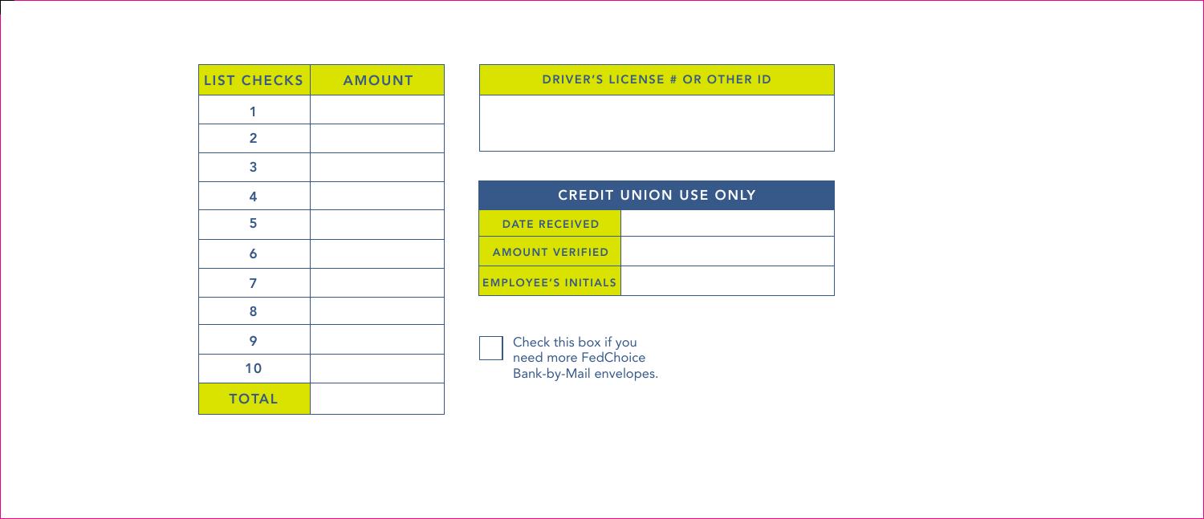| LIST CHECKS | AMOUNT |
| --- | --- |
| 1 | |
| 2 | |
| 3 | |
| 4 | |
| 5 | |
| 6 | |
| 7 | |
| 8 | |
| 9 | |
| 10 | |
| TOTAL | |

| DRIVER'S LICENSE # OR OTHER ID |
| --- |
| |

| CREDIT UNION USE ONLY | |
| --- | --- |
| DATE RECEIVED | |
| AMOUNT VERIFIED | |
| EMPLOYEE'S INITIALS | |

☐ Check this box if you need more FedChoice Bank-by-Mail envelopes.